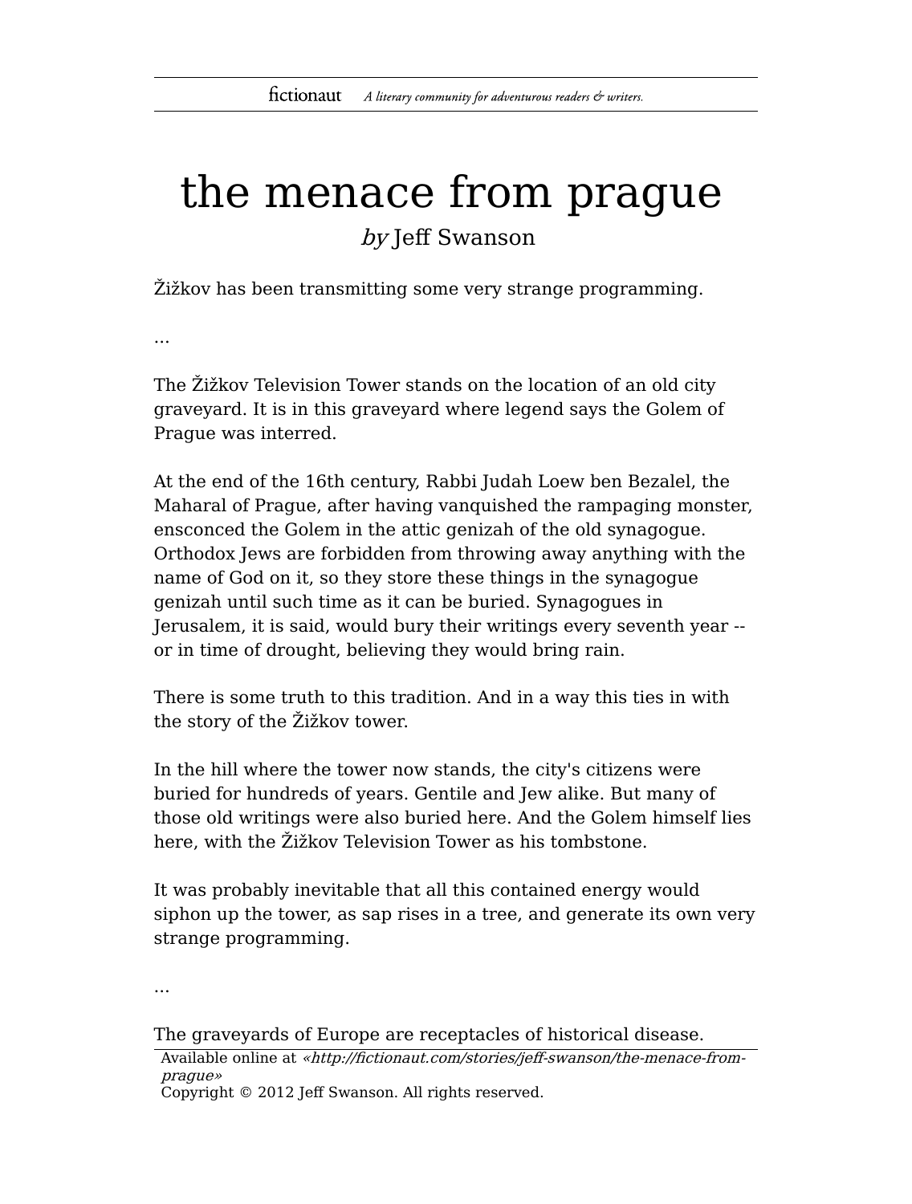# the menace from prague

*by* Jeff Swanson

Žižkov has been transmitting some very strange programming.

...

The Žižkov Television Tower stands on the location of an old city graveyard. It is in this graveyard where legend says the Golem of Prague was interred.

At the end of the 16th century, Rabbi Judah Loew ben Bezalel, the Maharal of Prague, after having vanquished the rampaging monster, ensconced the Golem in the attic genizah of the old synagogue. Orthodox Jews are forbidden from throwing away anything with the name of God on it, so they store these things in the synagogue genizah until such time as it can be buried. Synagogues in Jerusalem, it is said, would bury their writings every seventh year -- or in time of drought, believing they would bring rain.

There is some truth to this tradition. And in a way this ties in with the story of the Žižkov tower.

In the hill where the tower now stands, the city's citizens were buried for hundreds of years. Gentile and Jew alike. But many of those old writings were also buried here. And the Golem himself lies here, with the Žižkov Television Tower as his tombstone.

It was probably inevitable that all this contained energy would siphon up the tower, as sap rises in a tree, and generate its own very strange programming.

...

The graveyards of Europe are receptacles of historical disease.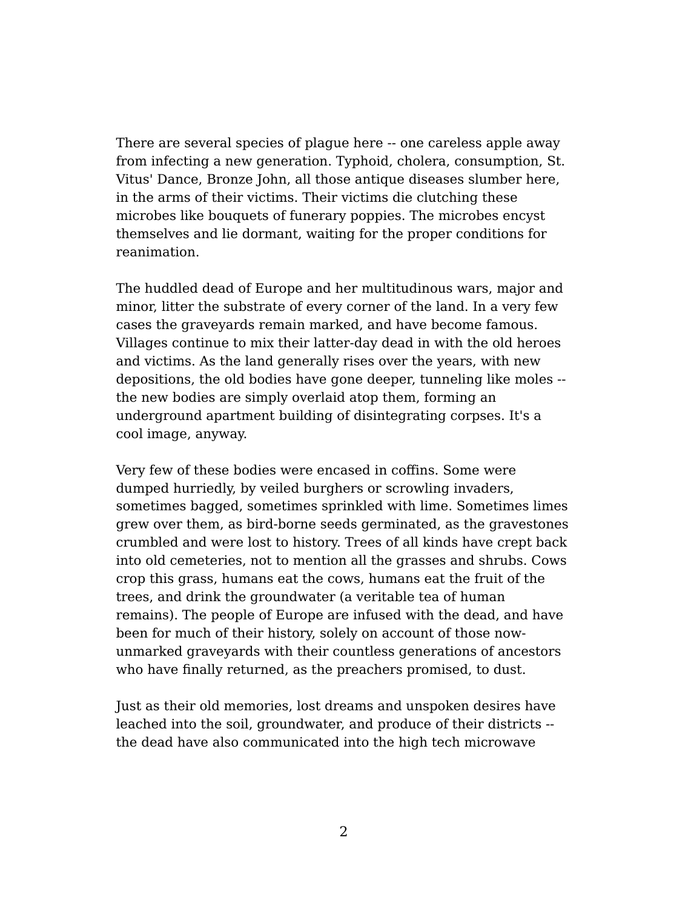There are several species of plague here -- one careless apple away from infecting a new generation. Typhoid, cholera, consumption, St. Vitus' Dance, Bronze John, all those antique diseases slumber here, in the arms of their victims. Their victims die clutching these microbes like bouquets of funerary poppies. The microbes encyst themselves and lie dormant, waiting for the proper conditions for reanimation.

The huddled dead of Europe and her multitudinous wars, major and minor, litter the substrate of every corner of the land. In a very few cases the graveyards remain marked, and have become famous. Villages continue to mix their latter-day dead in with the old heroes and victims. As the land generally rises over the years, with new depositions, the old bodies have gone deeper, tunneling like moles -- the new bodies are simply overlaid atop them, forming an underground apartment building of disintegrating corpses. It's a cool image, anyway.

Very few of these bodies were encased in coffins. Some were dumped hurriedly, by veiled burghers or scrowling invaders, sometimes bagged, sometimes sprinkled with lime. Sometimes limes grew over them, as bird-borne seeds germinated, as the gravestones crumbled and were lost to history. Trees of all kinds have crept back into old cemeteries, not to mention all the grasses and shrubs. Cows crop this grass, humans eat the cows, humans eat the fruit of the trees, and drink the groundwater (a veritable tea of human remains). The people of Europe are infused with the dead, and have been for much of their history, solely on account of those now-unmarked graveyards with their countless generations of ancestors who have finally returned, as the preachers promised, to dust.

Just as their old memories, lost dreams and unspoken desires have leached into the soil, groundwater, and produce of their districts -- the dead have also communicated into the high tech microwave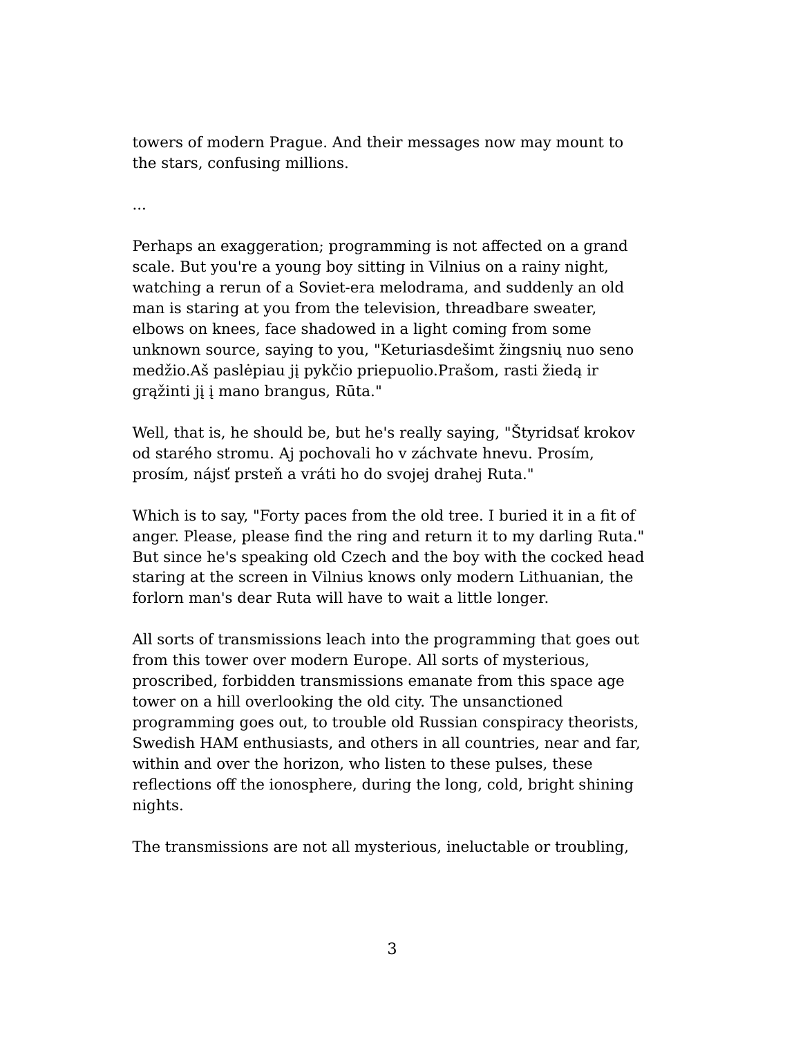towers of modern Prague. And their messages now may mount to the stars, confusing millions.

...

Perhaps an exaggeration; programming is not affected on a grand scale. But you're a young boy sitting in Vilnius on a rainy night, watching a rerun of a Soviet-era melodrama, and suddenly an old man is staring at you from the television, threadbare sweater, elbows on knees, face shadowed in a light coming from some unknown source, saying to you, "Keturiasdešimt žingsnių nuo seno medžio.Aš paslėpiau jį pykčio priepuolio.Prašom, rasti žiedą ir grąžinti jį į mano brangus, Rūta."

Well, that is, he should be, but he's really saying, "Štyridsať krokov od starého stromu. Aj pochovali ho v záchvate hnevu. Prosím, prosím, nájsť prsteň a vráti ho do svojej drahej Ruta."

Which is to say, "Forty paces from the old tree. I buried it in a fit of anger. Please, please find the ring and return it to my darling Ruta." But since he's speaking old Czech and the boy with the cocked head staring at the screen in Vilnius knows only modern Lithuanian, the forlorn man's dear Ruta will have to wait a little longer.

All sorts of transmissions leach into the programming that goes out from this tower over modern Europe. All sorts of mysterious, proscribed, forbidden transmissions emanate from this space age tower on a hill overlooking the old city. The unsanctioned programming goes out, to trouble old Russian conspiracy theorists, Swedish HAM enthusiasts, and others in all countries, near and far, within and over the horizon, who listen to these pulses, these reflections off the ionosphere, during the long, cold, bright shining nights.

The transmissions are not all mysterious, ineluctable or troubling,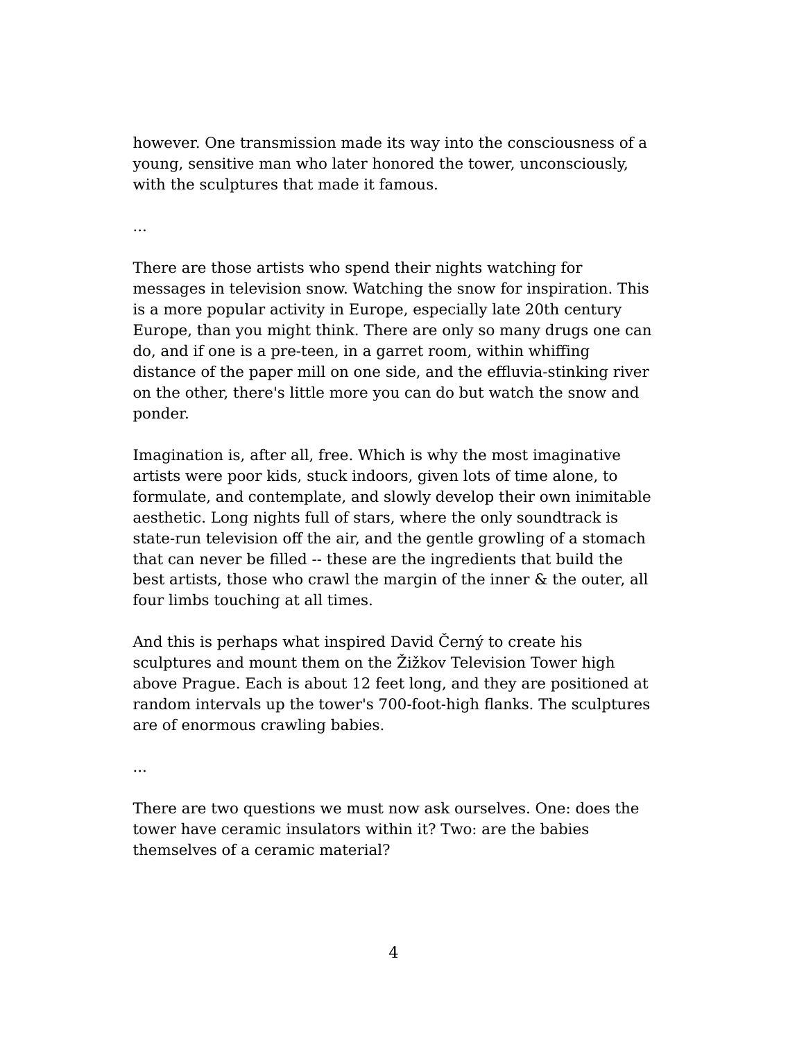however. One transmission made its way into the consciousness of a young, sensitive man who later honored the tower, unconsciously, with the sculptures that made it famous.

...

There are those artists who spend their nights watching for messages in television snow. Watching the snow for inspiration. This is a more popular activity in Europe, especially late 20th century Europe, than you might think. There are only so many drugs one can do, and if one is a pre-teen, in a garret room, within whiffing distance of the paper mill on one side, and the effluvia-stinking river on the other, there's little more you can do but watch the snow and ponder.

Imagination is, after all, free. Which is why the most imaginative artists were poor kids, stuck indoors, given lots of time alone, to formulate, and contemplate, and slowly develop their own inimitable aesthetic. Long nights full of stars, where the only soundtrack is state-run television off the air, and the gentle growling of a stomach that can never be filled -- these are the ingredients that build the best artists, those who crawl the margin of the inner & the outer, all four limbs touching at all times.

And this is perhaps what inspired David Černý to create his sculptures and mount them on the Žižkov Television Tower high above Prague. Each is about 12 feet long, and they are positioned at random intervals up the tower's 700-foot-high flanks. The sculptures are of enormous crawling babies.

...

There are two questions we must now ask ourselves. One: does the tower have ceramic insulators within it? Two: are the babies themselves of a ceramic material?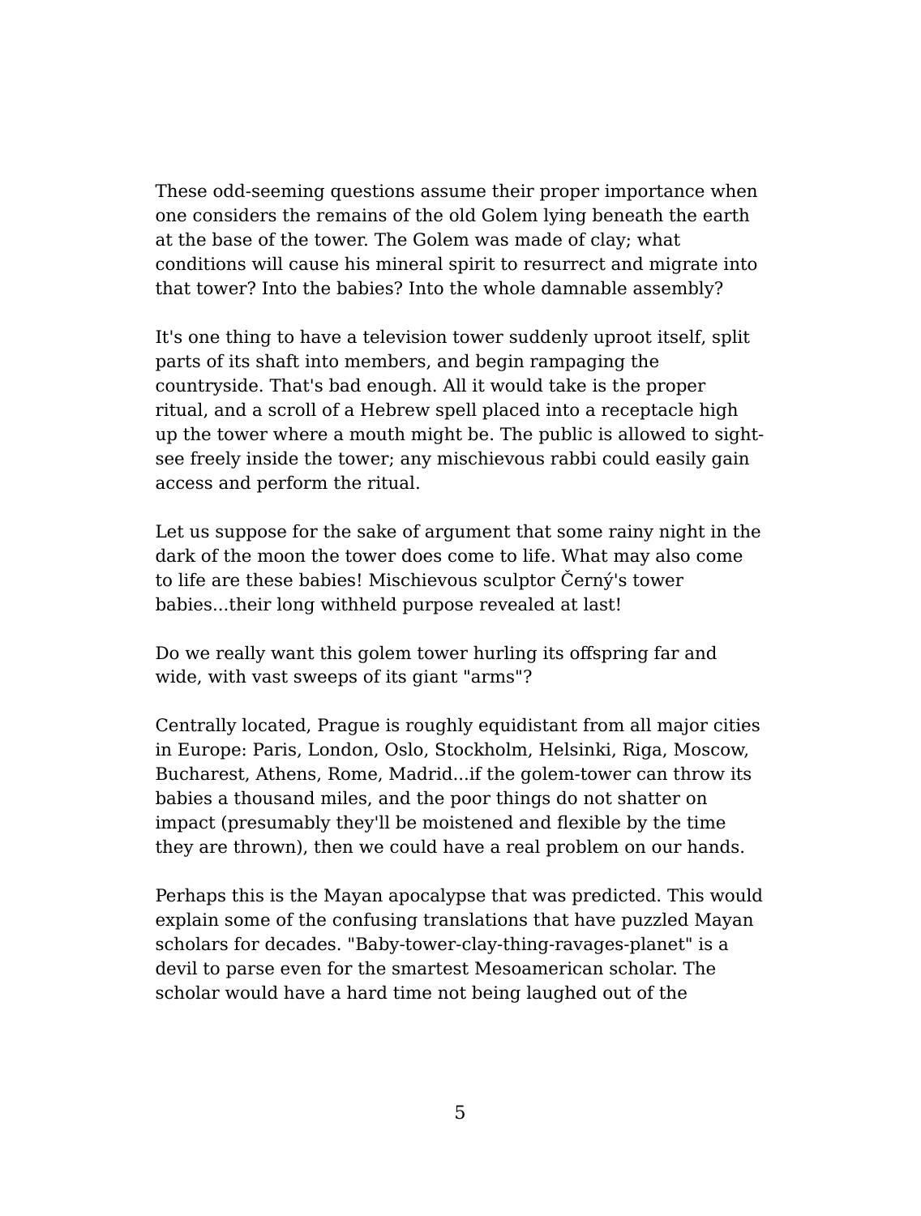These odd-seeming questions assume their proper importance when one considers the remains of the old Golem lying beneath the earth at the base of the tower. The Golem was made of clay; what conditions will cause his mineral spirit to resurrect and migrate into that tower? Into the babies? Into the whole damnable assembly?

It's one thing to have a television tower suddenly uproot itself, split parts of its shaft into members, and begin rampaging the countryside. That's bad enough. All it would take is the proper ritual, and a scroll of a Hebrew spell placed into a receptacle high up the tower where a mouth might be. The public is allowed to sight-see freely inside the tower; any mischievous rabbi could easily gain access and perform the ritual.

Let us suppose for the sake of argument that some rainy night in the dark of the moon the tower does come to life. What may also come to life are these babies! Mischievous sculptor Černý's tower babies...their long withheld purpose revealed at last!

Do we really want this golem tower hurling its offspring far and wide, with vast sweeps of its giant "arms"?

Centrally located, Prague is roughly equidistant from all major cities in Europe: Paris, London, Oslo, Stockholm, Helsinki, Riga, Moscow, Bucharest, Athens, Rome, Madrid...if the golem-tower can throw its babies a thousand miles, and the poor things do not shatter on impact (presumably they'll be moistened and flexible by the time they are thrown), then we could have a real problem on our hands.

Perhaps this is the Mayan apocalypse that was predicted. This would explain some of the confusing translations that have puzzled Mayan scholars for decades. "Baby-tower-clay-thing-ravages-planet" is a devil to parse even for the smartest Mesoamerican scholar. The scholar would have a hard time not being laughed out of the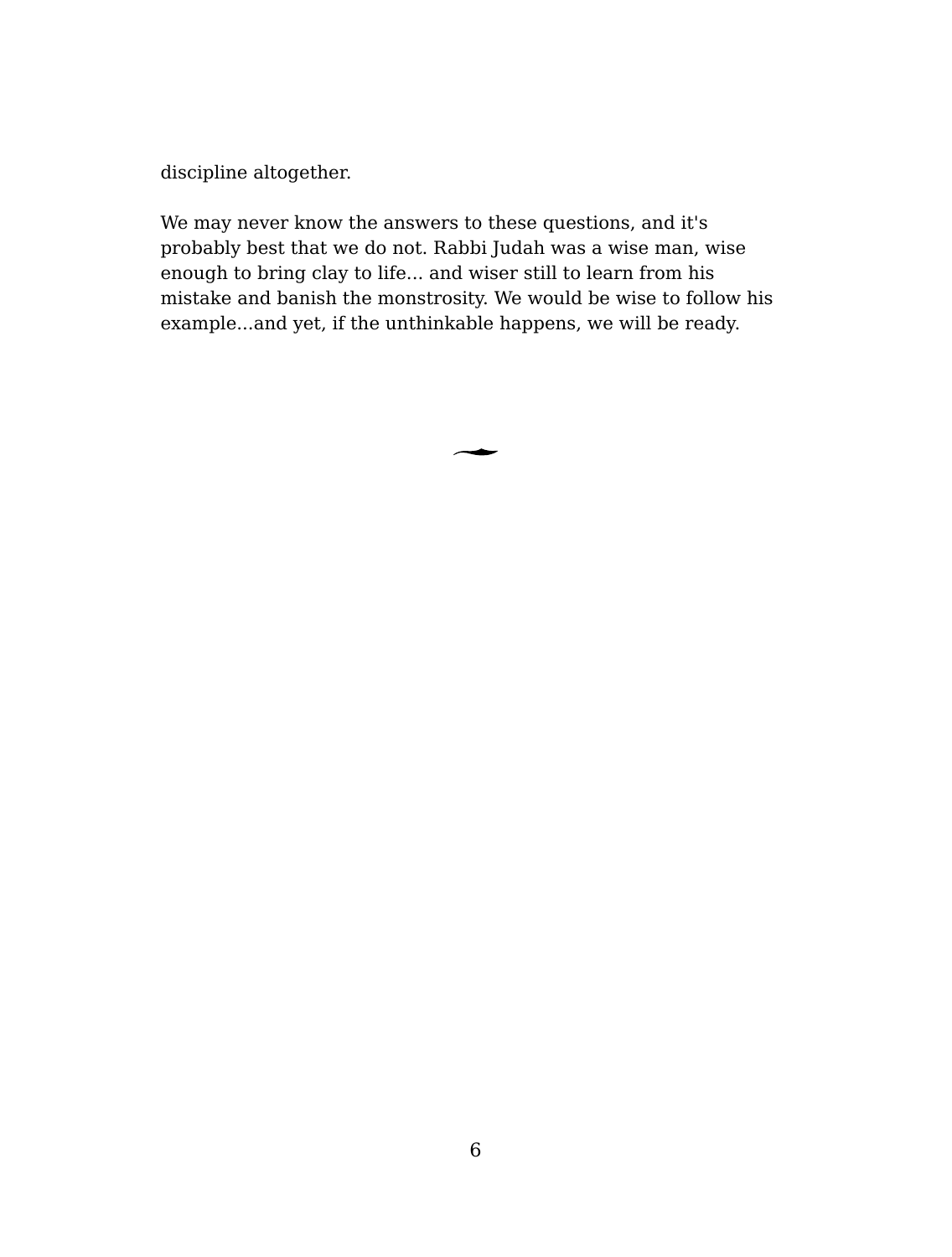discipline altogether.

We may never know the answers to these questions, and it's probably best that we do not. Rabbi Judah was a wise man, wise enough to bring clay to life... and wiser still to learn from his mistake and banish the monstrosity. We would be wise to follow his example...and yet, if the unthinkable happens, we will be ready.